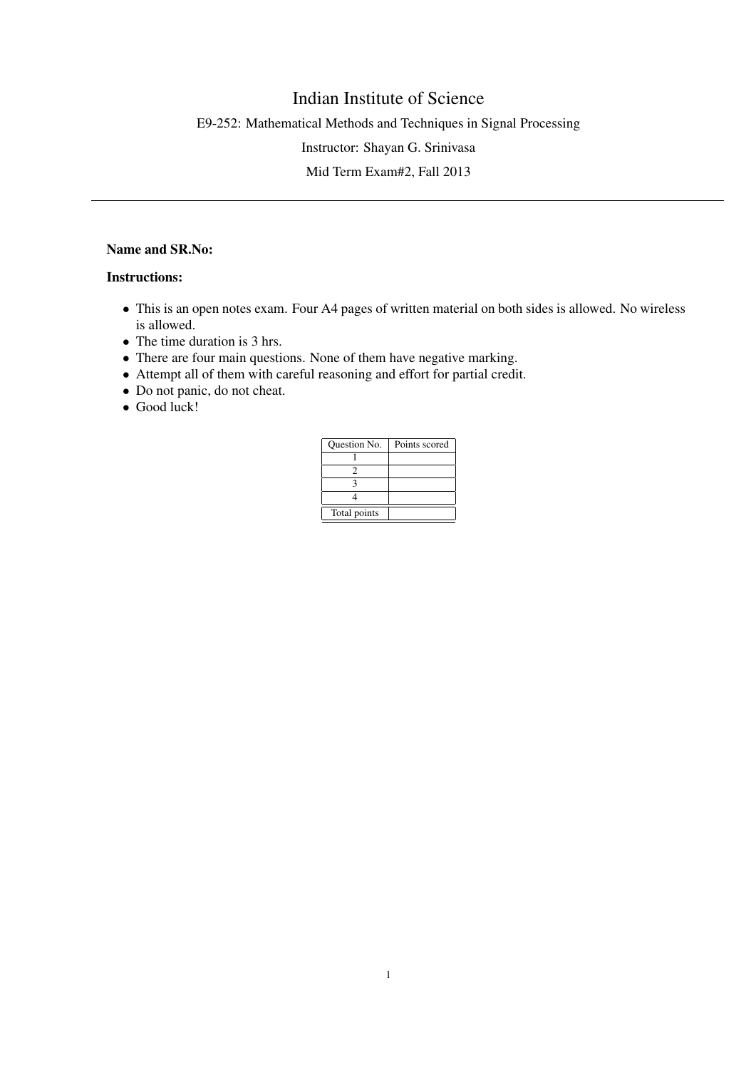# Indian Institute of Science

E9-252: Mathematical Methods and Techniques in Signal Processing

Instructor: Shayan G. Srinivasa

Mid Term Exam#2, Fall 2013

---

**Name and SR.No:**

**Instructions:**

- This is an open notes exam. Four A4 pages of written material on both sides is allowed. No wireless is allowed.
- The time duration is 3 hrs.
- There are four main questions. None of them have negative marking.
- Attempt all of them with careful reasoning and effort for partial credit.
- Do not panic, do not cheat.
- Good luck!

| Question No. | Points scored |
|---|---|
| 1 | |
| 2 | |
| 3 | |
| 4 | |
| Total points | |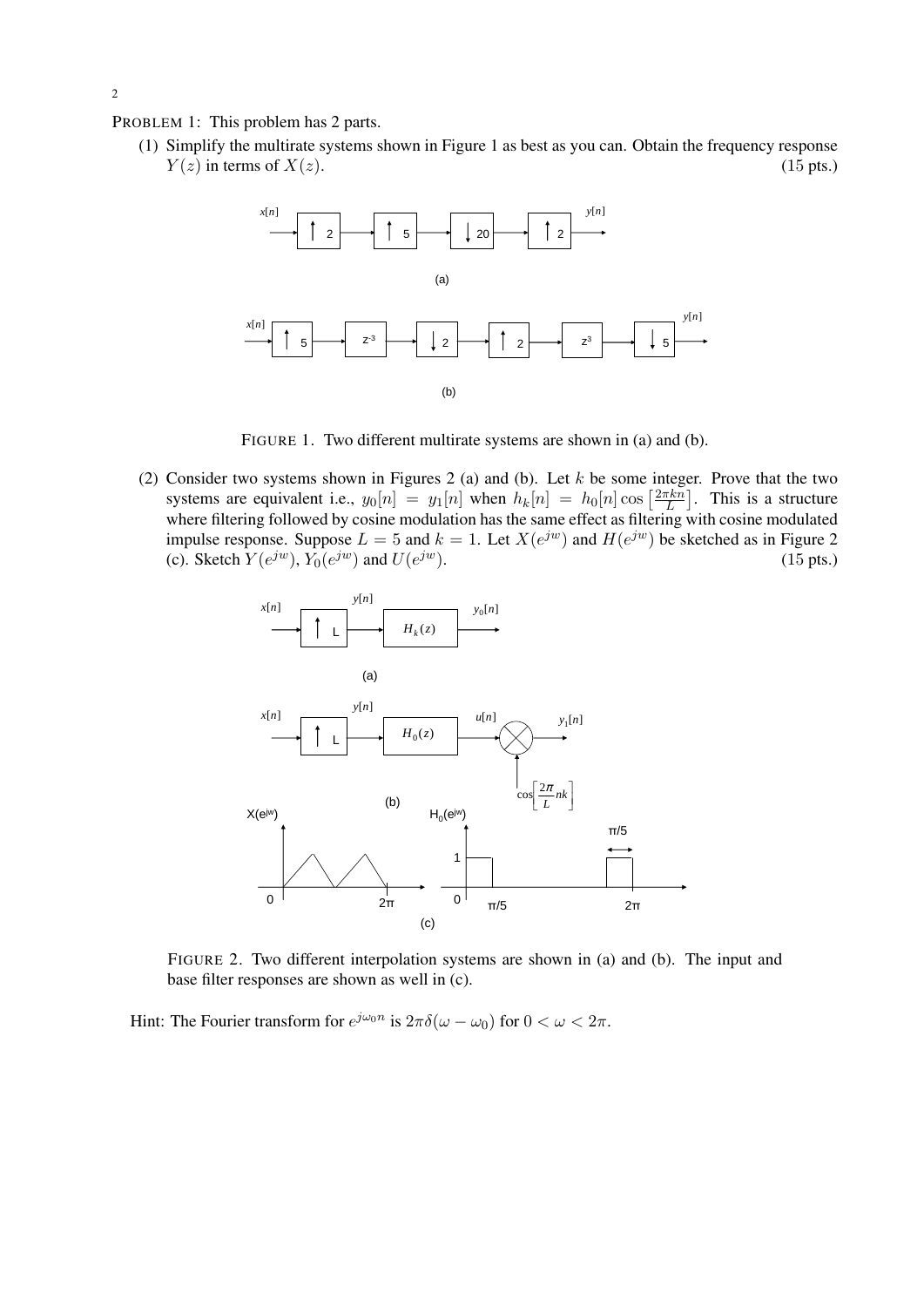PROBLEM 1: This problem has 2 parts.

(1) Simplify the multirate systems shown in Figure 1 as best as you can. Obtain the frequency response $Y(z)$ in terms of $X(z)$. (15 pts.)

FIGURE 1. Two different multirate systems are shown in (a) and (b).

(2) Consider two systems shown in Figures 2 (a) and (b). Let $k$ be some integer. Prove that the two systems are equivalent i.e., $y_0[n] = y_1[n]$ when $h_k[n] = h_0[n]\cos\left[\frac{2\pi kn}{L}\right]$. This is a structure where filtering followed by cosine modulation has the same effect as filtering with cosine modulated impulse response. Suppose $L = 5$ and $k = 1$. Let $X(e^{jw})$ and $H(e^{jw})$ be sketched as in Figure 2 (c). Sketch $Y(e^{jw})$, $Y_0(e^{jw})$ and $U(e^{jw})$. (15 pts.)

FIGURE 2. Two different interpolation systems are shown in (a) and (b). The input and base filter responses are shown as well in (c).

Hint: The Fourier transform for $e^{j\omega_0 n}$ is $2\pi\delta(\omega - \omega_0)$ for $0 < \omega < 2\pi$.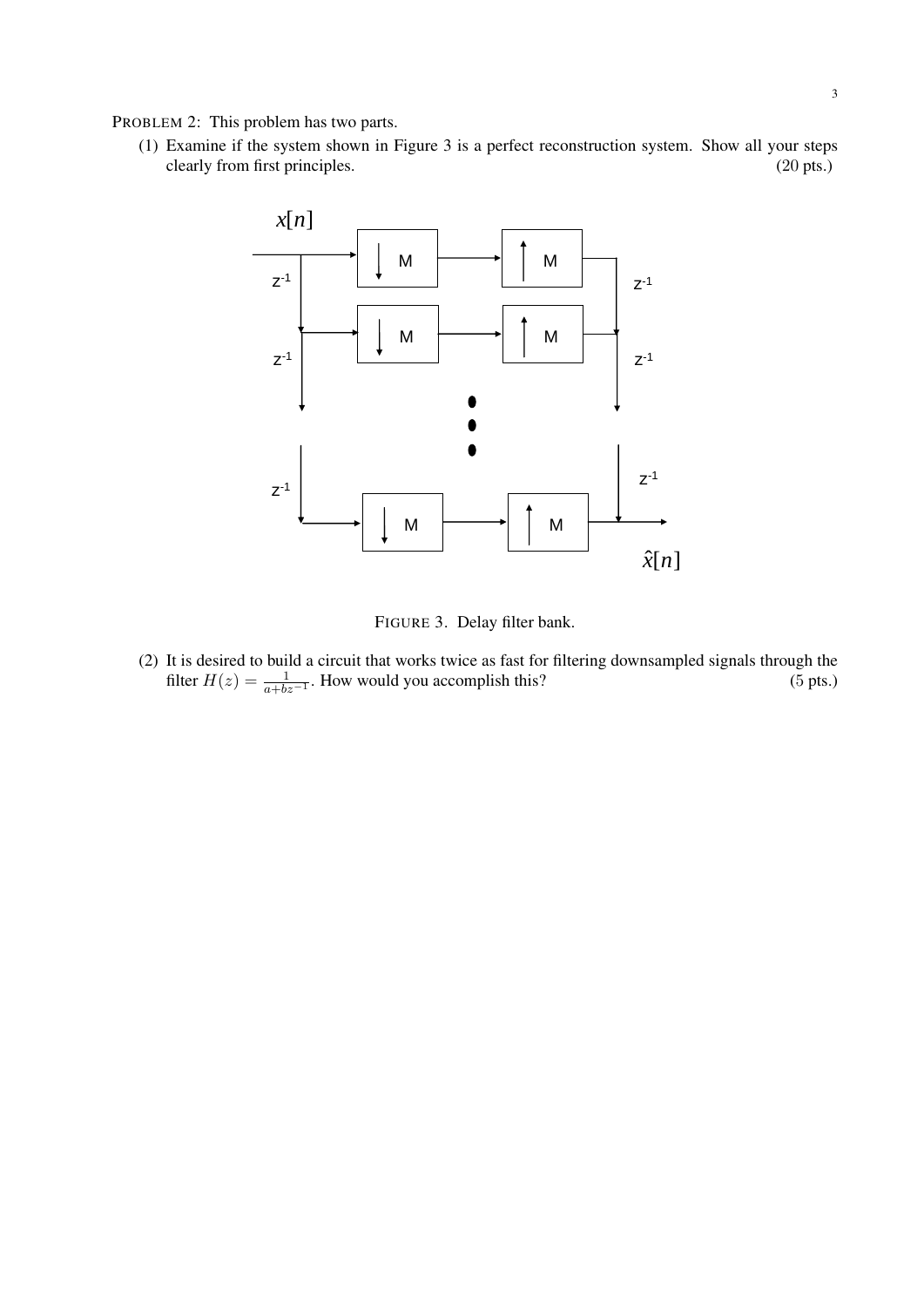PROBLEM 2: This problem has two parts.

(1) Examine if the system shown in Figure 3 is a perfect reconstruction system. Show all your steps clearly from first principles. (20 pts.)

FIGURE 3. Delay filter bank.

(2) It is desired to build a circuit that works twice as fast for filtering downsampled signals through the filter $H(z) = \frac{1}{a+bz^{-1}}$. How would you accomplish this? (5 pts.)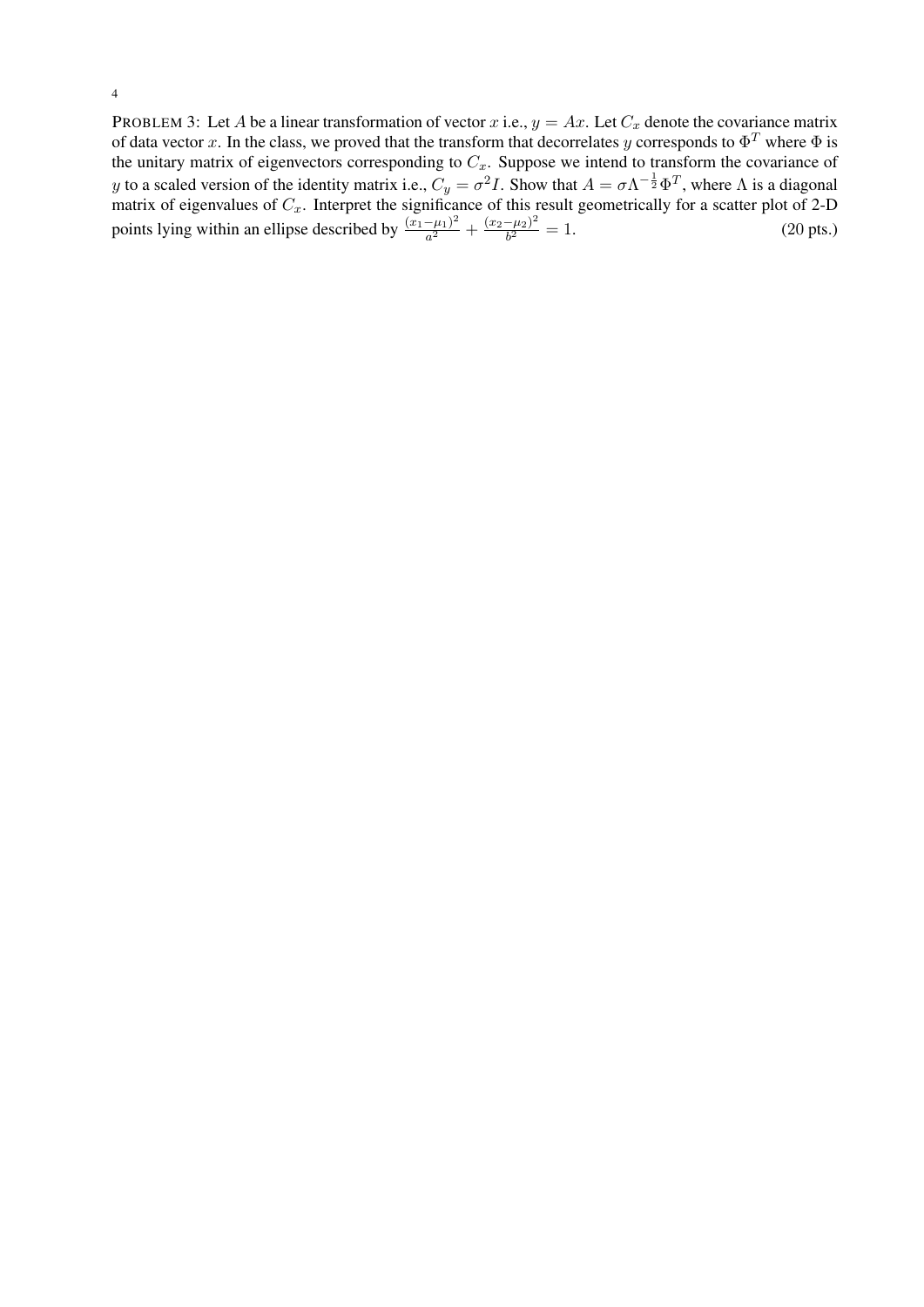PROBLEM 3: Let $A$ be a linear transformation of vector $x$ i.e., $y = Ax$. Let $C_x$ denote the covariance matrix of data vector $x$. In the class, we proved that the transform that decorrelates $y$ corresponds to $\Phi^T$ where $\Phi$ is the unitary matrix of eigenvectors corresponding to $C_x$. Suppose we intend to transform the covariance of $y$ to a scaled version of the identity matrix i.e., $C_y = \sigma^2 I$. Show that $A = \sigma \Lambda^{-\frac{1}{2}} \Phi^T$, where $\Lambda$ is a diagonal matrix of eigenvalues of $C_x$. Interpret the significance of this result geometrically for a scatter plot of 2-D points lying within an ellipse described by $\frac{(x_1-\mu_1)^2}{a^2} + \frac{(x_2-\mu_2)^2}{b^2} = 1$. (20 pts.)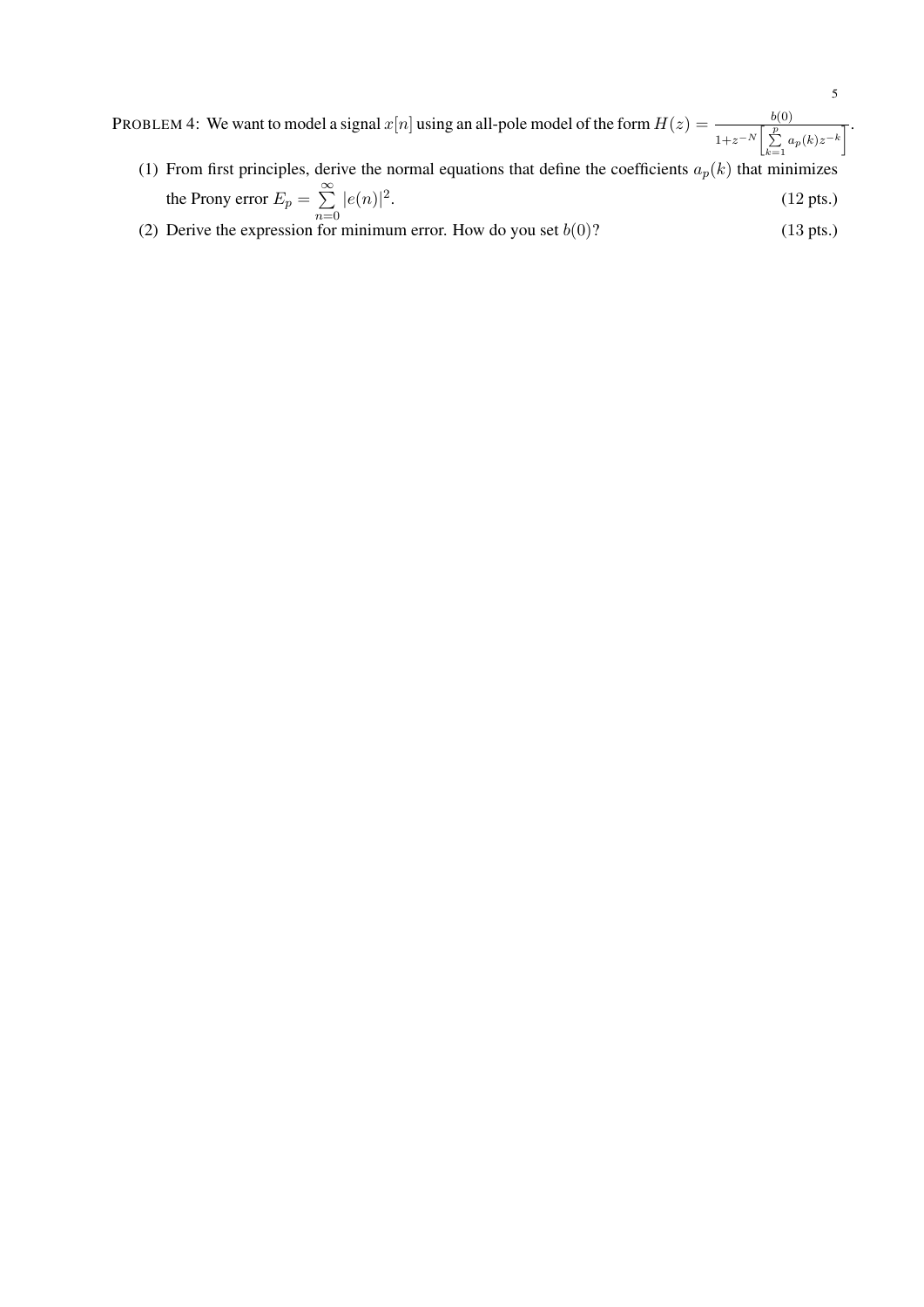PROBLEM 4: We want to model a signal $x[n]$ using an all-pole model of the form $H(z) = \frac{b(0)}{1+z^{-N}\left[\sum_{k=1}^{p} a_p(k)z^{-k}\right]}$.

(1) From first principles, derive the normal equations that define the coefficients $a_p(k)$ that minimizes the Prony error $E_p = \sum_{n=0}^{\infty} |e(n)|^2$. (12 pts.)

(2) Derive the expression for minimum error. How do you set $b(0)$? (13 pts.)